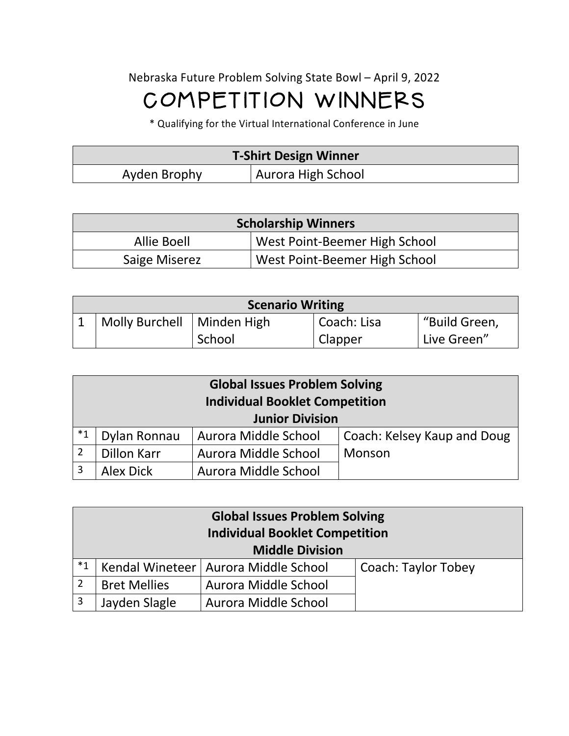Nebraska Future Problem Solving State Bowl – April 9, 2022

# COMPETITION WINNERS

* Qualifying for the Virtual International Conference in June

| **T-Shirt Design Winner** | |
| --- | --- |
| Ayden Brophy | Aurora High School |

| **Scholarship Winners** | |
| --- | --- |
| Allie Boell | West Point-Beemer High School |
| Saige Miserez | West Point-Beemer High School |

| **Scenario Writing** | | | | |
| --- | --- | --- | --- | --- |
| 1 | Molly Burchell | Minden High School | Coach: Lisa Clapper | "Build Green, Live Green" |

| **Global Issues Problem Solving Individual Booklet Competition Junior Division** | | | |
| --- | --- | --- | --- |
| *1 | Dylan Ronnau | Aurora Middle School | Coach: Kelsey Kaup and Doug Monson |
| 2 | Dillon Karr | Aurora Middle School | |
| 3 | Alex Dick | Aurora Middle School | |

| **Global Issues Problem Solving Individual Booklet Competition Middle Division** | | | |
| --- | --- | --- | --- |
| *1 | Kendal Wineteer | Aurora Middle School | Coach: Taylor Tobey |
| 2 | Bret Mellies | Aurora Middle School | |
| 3 | Jayden Slagle | Aurora Middle School | |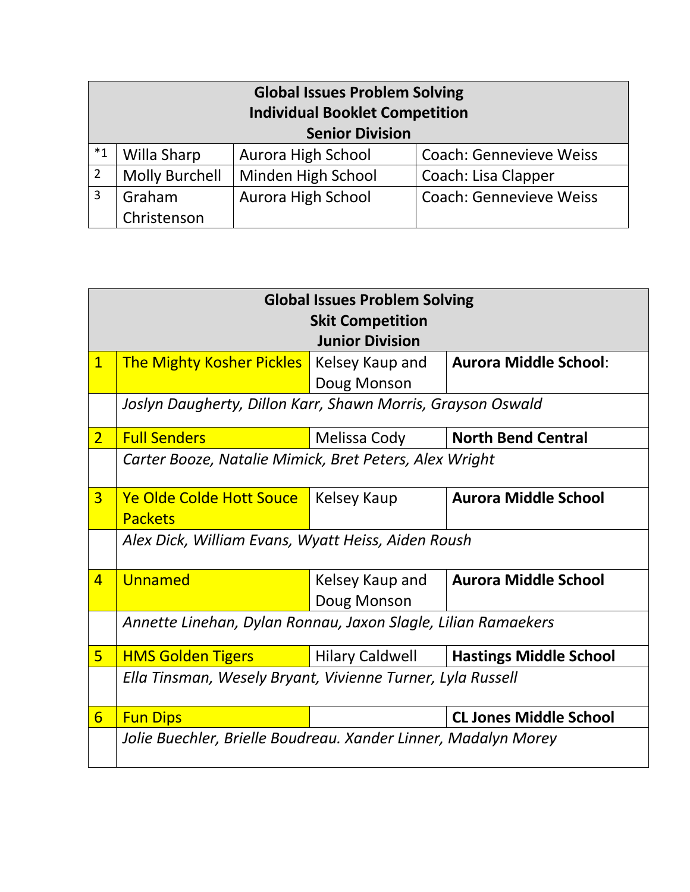| Global Issues Problem Solving<br>Individual Booklet Competition<br>Senior Division | | | |
|---|---|---|---|
| *1 | Willa Sharp | Aurora High School | Coach: Gennevieve Weiss |
| 2 | Molly Burchell | Minden High School | Coach: Lisa Clapper |
| 3 | Graham Christenson | Aurora High School | Coach: Gennevieve Weiss |

| Global Issues Problem Solving<br>Skit Competition<br>Junior Division | | | |
|---|---|---|---|
| 1 | The Mighty Kosher Pickles | Kelsey Kaup and Doug Monson | **Aurora Middle School**: |
| | *Joslyn Daugherty, Dillon Karr, Shawn Morris, Grayson Oswald* | | |
| 2 | Full Senders | Melissa Cody | **North Bend Central** |
| | *Carter Booze, Natalie Mimick, Bret Peters, Alex Wright* | | |
| 3 | Ye Olde Colde Hott Souce Packets | Kelsey Kaup | **Aurora Middle School** |
| | *Alex Dick, William Evans, Wyatt Heiss, Aiden Roush* | | |
| 4 | Unnamed | Kelsey Kaup and Doug Monson | **Aurora Middle School** |
| | *Annette Linehan, Dylan Ronnau, Jaxon Slagle, Lilian Ramaekers* | | |
| 5 | HMS Golden Tigers | Hilary Caldwell | **Hastings Middle School** |
| | *Ella Tinsman, Wesely Bryant, Vivienne Turner, Lyla Russell* | | |
| 6 | Fun Dips | | **CL Jones Middle School** |
| | *Jolie Buechler, Brielle Boudreau. Xander Linner, Madalyn Morey* | | |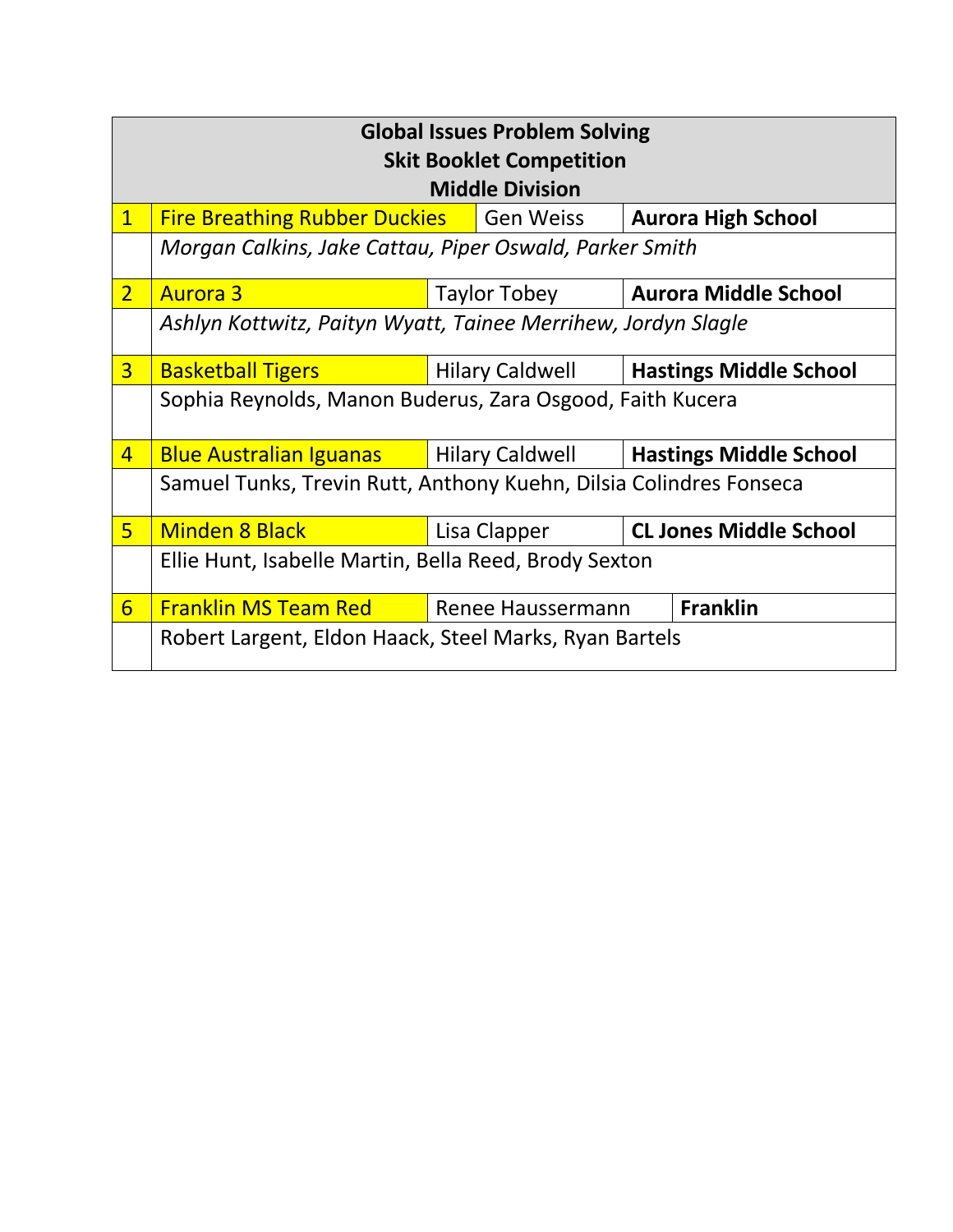| Global Issues Problem Solving<br>Skit Booklet Competition<br>Middle Division | | | |
|---|---|---|---|
| 1 | Fire Breathing Rubber Duckies | Gen Weiss | **Aurora High School** |
| | *Morgan Calkins, Jake Cattau, Piper Oswald, Parker Smith* | | |
| 2 | Aurora 3 | Taylor Tobey | **Aurora Middle School** |
| | *Ashlyn Kottwitz, Paityn Wyatt, Tainee Merrihew, Jordyn Slagle* | | |
| 3 | Basketball Tigers | Hilary Caldwell | **Hastings Middle School** |
| | Sophia Reynolds, Manon Buderus, Zara Osgood, Faith Kucera | | |
| 4 | Blue Australian Iguanas | Hilary Caldwell | **Hastings Middle School** |
| | Samuel Tunks, Trevin Rutt, Anthony Kuehn, Dilsia Colindres Fonseca | | |
| 5 | Minden 8 Black | Lisa Clapper | **CL Jones Middle School** |
| | Ellie Hunt, Isabelle Martin, Bella Reed, Brody Sexton | | |
| 6 | Franklin MS Team Red | Renee Haussermann | **Franklin** |
| | Robert Largent, Eldon Haack, Steel Marks, Ryan Bartels | | |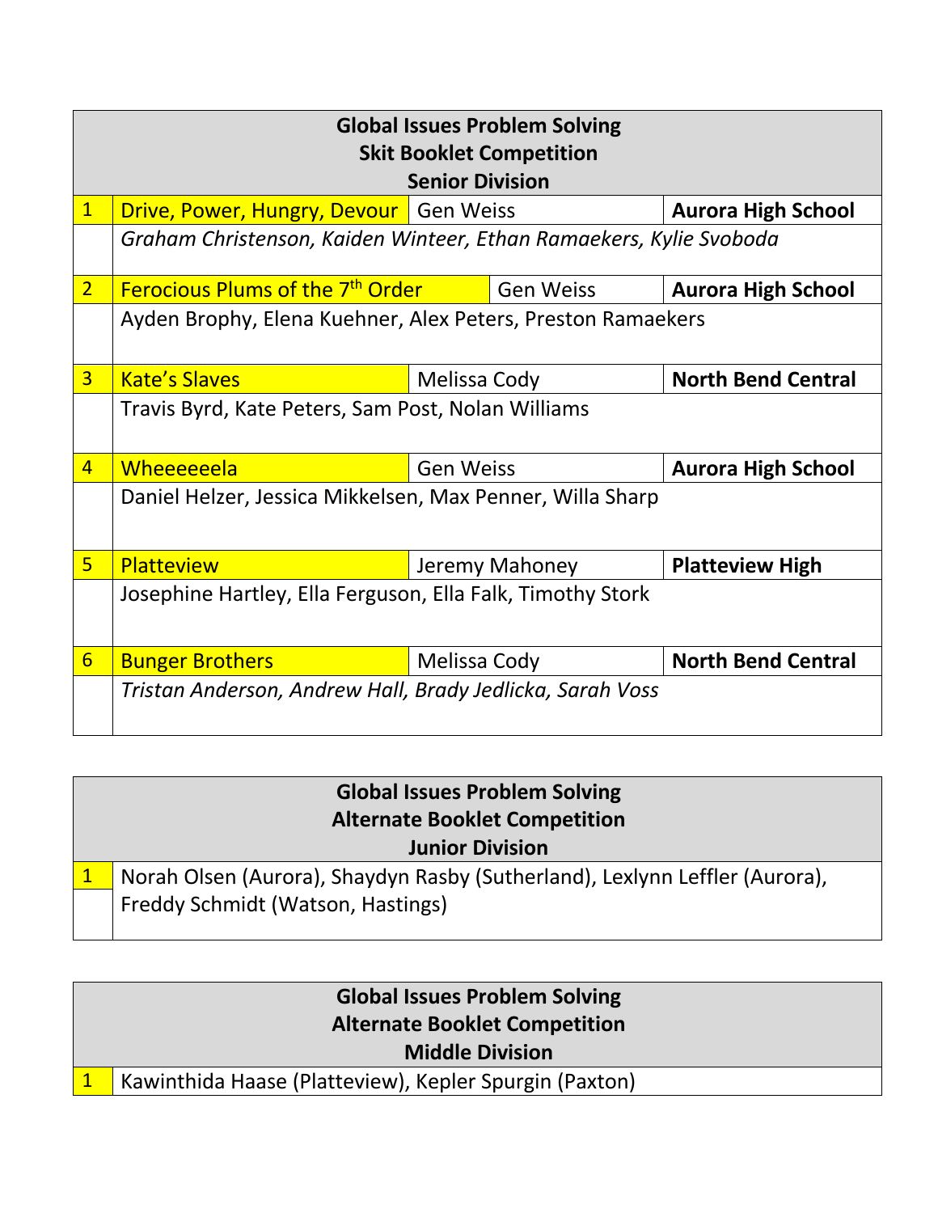| Global Issues Problem Solving<br>Skit Booklet Competition<br>Senior Division | | | |
|---|---|---|---|
| 1 | Drive, Power, Hungry, Devour | Gen Weiss | **Aurora High School** |
| | *Graham Christenson, Kaiden Winteer, Ethan Ramaekers, Kylie Svoboda* | | |
| 2 | Ferocious Plums of the 7th Order | Gen Weiss | **Aurora High School** |
| | Ayden Brophy, Elena Kuehner, Alex Peters, Preston Ramaekers | | |
| 3 | Kate's Slaves | Melissa Cody | **North Bend Central** |
| | Travis Byrd, Kate Peters, Sam Post, Nolan Williams | | |
| 4 | Wheeeeeela | Gen Weiss | **Aurora High School** |
| | Daniel Helzer, Jessica Mikkelsen, Max Penner, Willa Sharp | | |
| 5 | Platteview | Jeremy Mahoney | **Platteview High** |
| | Josephine Hartley, Ella Ferguson, Ella Falk, Timothy Stork | | |
| 6 | Bunger Brothers | Melissa Cody | **North Bend Central** |
| | *Tristan Anderson, Andrew Hall, Brady Jedlicka, Sarah Voss* | | |

| Global Issues Problem Solving<br>Alternate Booklet Competition<br>Junior Division | |
|---|---|
| 1 | Norah Olsen (Aurora), Shaydyn Rasby (Sutherland), Lexlynn Leffler (Aurora), Freddy Schmidt (Watson, Hastings) |

| Global Issues Problem Solving<br>Alternate Booklet Competition<br>Middle Division | |
|---|---|
| 1 | Kawinthida Haase (Platteview), Kepler Spurgin (Paxton) |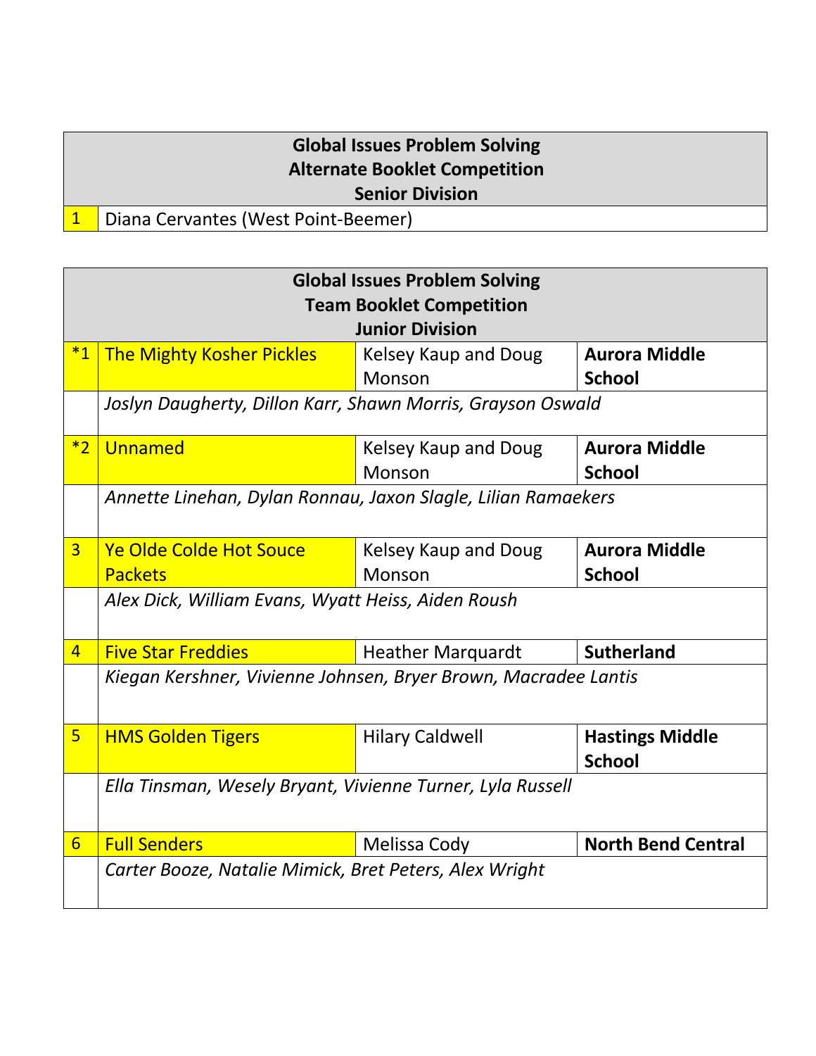| Global Issues Problem Solving<br>Alternate Booklet Competition<br>Senior Division |
|---|
| 1 Diana Cervantes (West Point-Beemer) |

| Global Issues Problem Solving<br>Team Booklet Competition<br>Junior Division | | | |
|---|---|---|---|
| *1 | The Mighty Kosher Pickles | Kelsey Kaup and Doug Monson | **Aurora Middle School** |
| | *Joslyn Daugherty, Dillon Karr, Shawn Morris, Grayson Oswald* | | |
| *2 | Unnamed | Kelsey Kaup and Doug Monson | **Aurora Middle School** |
| | *Annette Linehan, Dylan Ronnau, Jaxon Slagle, Lilian Ramaekers* | | |
| 3 | Ye Olde Colde Hot Souce Packets | Kelsey Kaup and Doug Monson | **Aurora Middle School** |
| | *Alex Dick, William Evans, Wyatt Heiss, Aiden Roush* | | |
| 4 | Five Star Freddies | Heather Marquardt | **Sutherland** |
| | *Kiegan Kershner, Vivienne Johnsen, Bryer Brown, Macradee Lantis* | | |
| 5 | HMS Golden Tigers | Hilary Caldwell | **Hastings Middle School** |
| | *Ella Tinsman, Wesely Bryant, Vivienne Turner, Lyla Russell* | | |
| 6 | Full Senders | Melissa Cody | **North Bend Central** |
| | *Carter Booze, Natalie Mimick, Bret Peters, Alex Wright* | | |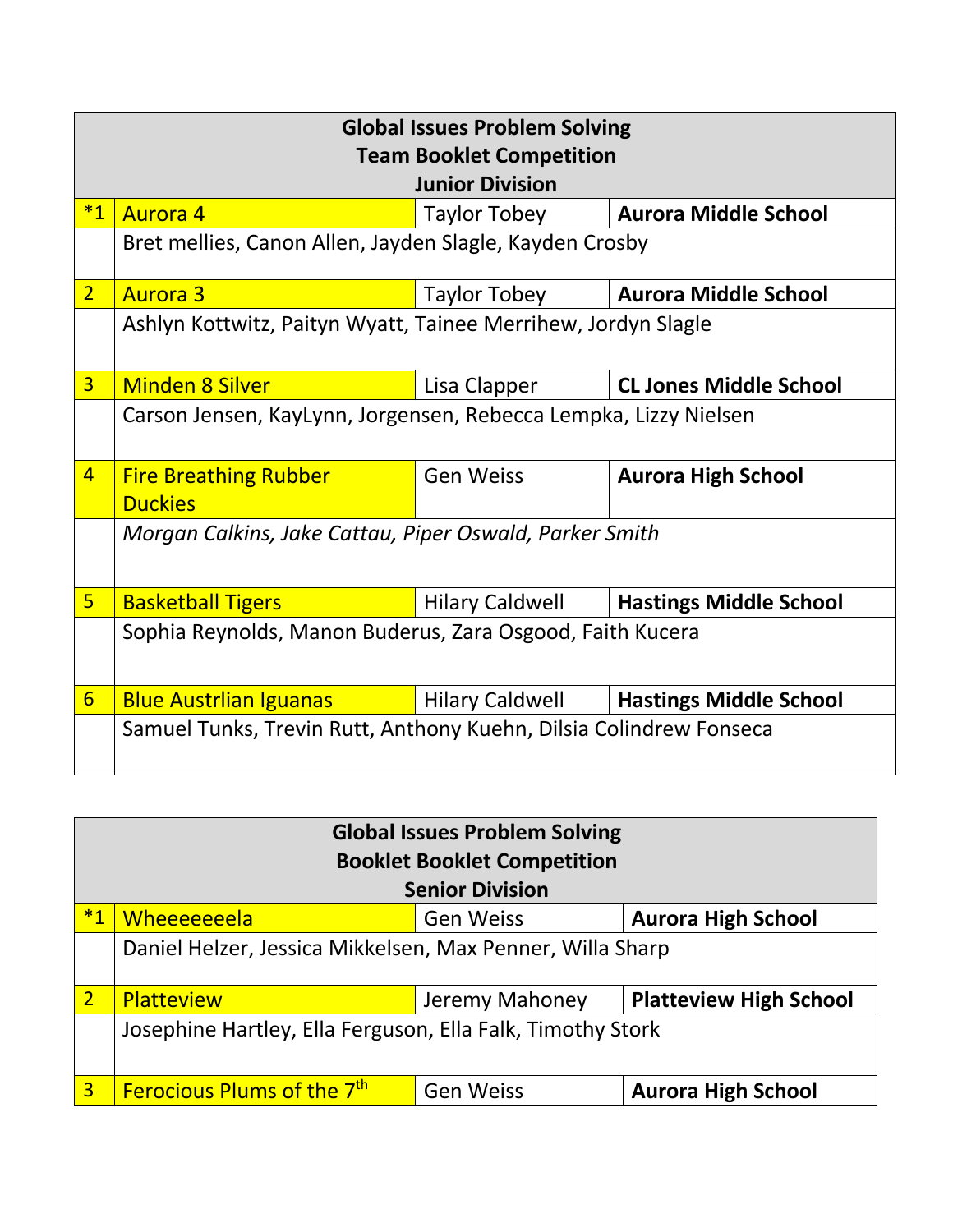| Global Issues Problem Solving<br>Team Booklet Competition<br>Junior Division | | | |
|---|---|---|---|
| *1 | Aurora 4 | Taylor Tobey | **Aurora Middle School** |
| | Bret mellies, Canon Allen, Jayden Slagle, Kayden Crosby | | |
| 2 | Aurora 3 | Taylor Tobey | **Aurora Middle School** |
| | Ashlyn Kottwitz, Paityn Wyatt, Tainee Merrihew, Jordyn Slagle | | |
| 3 | Minden 8 Silver | Lisa Clapper | **CL Jones Middle School** |
| | Carson Jensen, KayLynn, Jorgensen, Rebecca Lempka, Lizzy Nielsen | | |
| 4 | Fire Breathing Rubber Duckies | Gen Weiss | **Aurora High School** |
| | *Morgan Calkins, Jake Cattau, Piper Oswald, Parker Smith* | | |
| 5 | Basketball Tigers | Hilary Caldwell | **Hastings Middle School** |
| | Sophia Reynolds, Manon Buderus, Zara Osgood, Faith Kucera | | |
| 6 | Blue Austrlian Iguanas | Hilary Caldwell | **Hastings Middle School** |
| | Samuel Tunks, Trevin Rutt, Anthony Kuehn, Dilsia Colindrew Fonseca | | |

| Global Issues Problem Solving<br>Booklet Booklet Competition<br>Senior Division | | | |
|---|---|---|---|
| *1 | Wheeeeeeela | Gen Weiss | **Aurora High School** |
| | Daniel Helzer, Jessica Mikkelsen, Max Penner, Willa Sharp | | |
| 2 | Platteview | Jeremy Mahoney | **Platteview High School** |
| | Josephine Hartley, Ella Ferguson, Ella Falk, Timothy Stork | | |
| 3 | Ferocious Plums of the 7th | Gen Weiss | **Aurora High School** |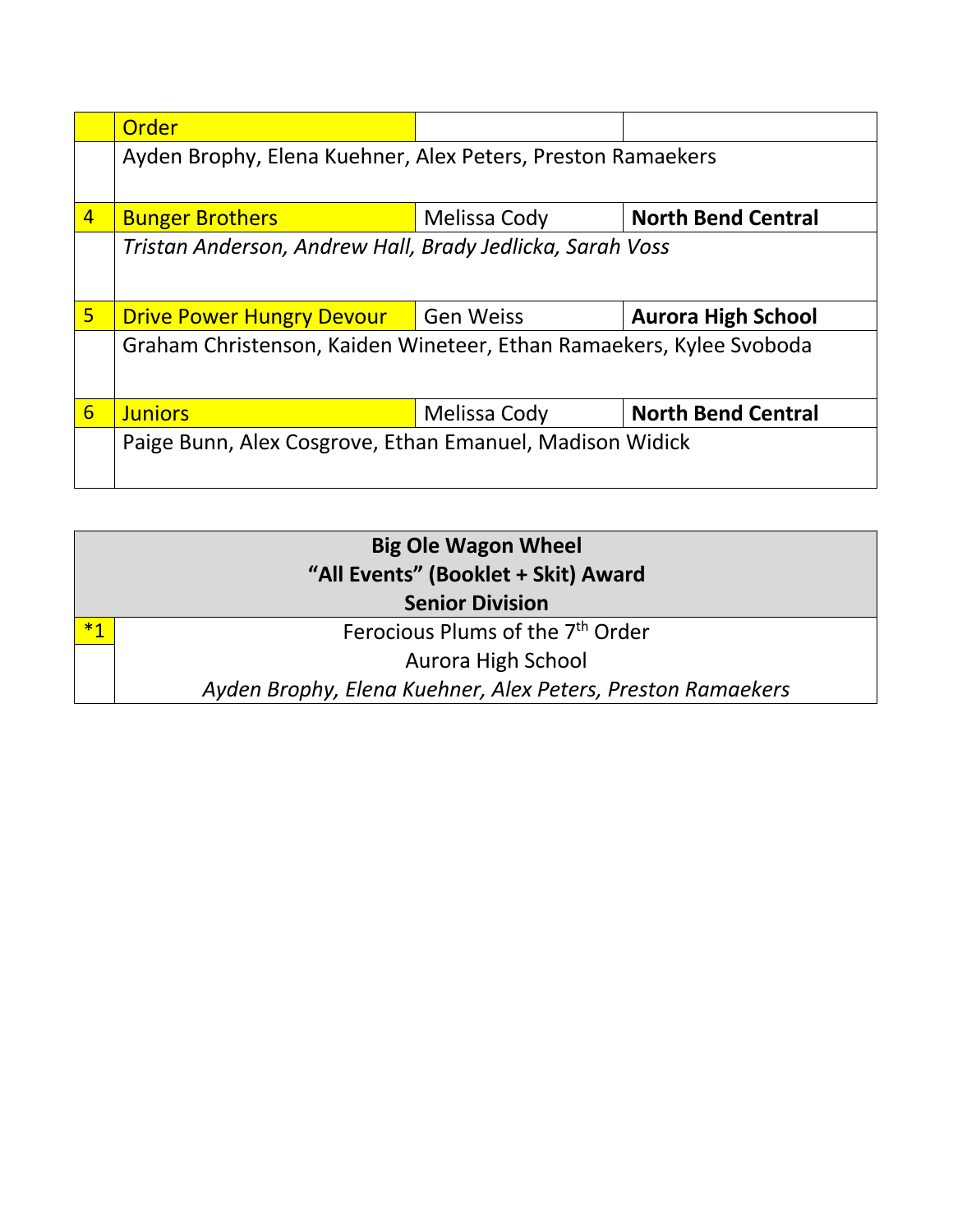| | | | |
|---|---|---|---|
| | Order | | |
| | Ayden Brophy, Elena Kuehner, Alex Peters, Preston Ramaekers | | |
| 4 | Bunger Brothers | Melissa Cody | **North Bend Central** |
| | *Tristan Anderson, Andrew Hall, Brady Jedlicka, Sarah Voss* | | |
| 5 | Drive Power Hungry Devour | Gen Weiss | **Aurora High School** |
| | Graham Christenson, Kaiden Wineteer, Ethan Ramaekers, Kylee Svoboda | | |
| 6 | Juniors | Melissa Cody | **North Bend Central** |
| | Paige Bunn, Alex Cosgrove, Ethan Emanuel, Madison Widick | | |

| **Big Ole Wagon Wheel<br>"All Events" (Booklet + Skit) Award<br>Senior Division** | |
|---|---|
| *1 | Ferocious Plums of the 7th Order |
| | Aurora High School |
| | *Ayden Brophy, Elena Kuehner, Alex Peters, Preston Ramaekers* |